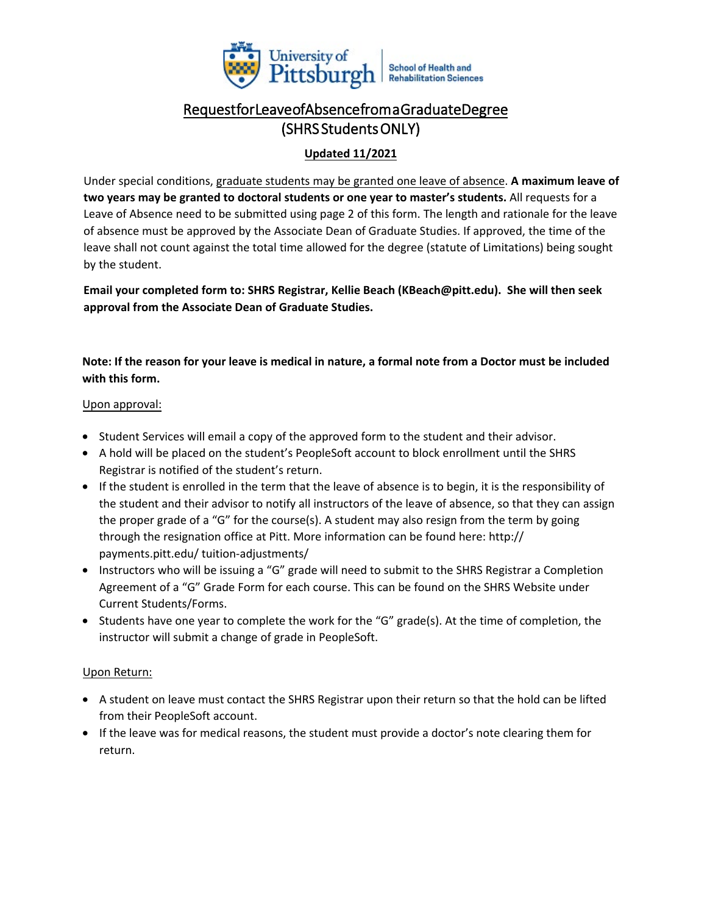University of Pittsburgh | School of Health and Rehabilitation Sciences

# Request for Leave of Absence from a Graduate Degree (SHRS Students ONLY)

**Updated 11/2021**

Under special conditions, graduate students may be granted one leave of absence. **A maximum leave of two years may be granted to doctoral students or one year to master's students.** All requests for a Leave of Absence need to be submitted using page 2 of this form. The length and rationale for the leave of absence must be approved by the Associate Dean of Graduate Studies. If approved, the time of the leave shall not count against the total time allowed for the degree (statute of Limitations) being sought by the student.

**Email your completed form to: SHRS Registrar, Kellie Beach (KBeach@pitt.edu). She will then seek approval from the Associate Dean of Graduate Studies.**

**Note: If the reason for your leave is medical in nature, a formal note from a Doctor must be included with this form.**

Upon approval:

- Student Services will email a copy of the approved form to the student and their advisor.
- A hold will be placed on the student's PeopleSoft account to block enrollment until the SHRS Registrar is notified of the student's return.
- If the student is enrolled in the term that the leave of absence is to begin, it is the responsibility of the student and their advisor to notify all instructors of the leave of absence, so that they can assign the proper grade of a "G" for the course(s). A student may also resign from the term by going through the resignation office at Pitt. More information can be found here: http:// payments.pitt.edu/ tuition-adjustments/
- Instructors who will be issuing a "G" grade will need to submit to the SHRS Registrar a Completion Agreement of a "G" Grade Form for each course. This can be found on the SHRS Website under Current Students/Forms.
- Students have one year to complete the work for the "G" grade(s). At the time of completion, the instructor will submit a change of grade in PeopleSoft.

Upon Return:

- A student on leave must contact the SHRS Registrar upon their return so that the hold can be lifted from their PeopleSoft account.
- If the leave was for medical reasons, the student must provide a doctor's note clearing them for return.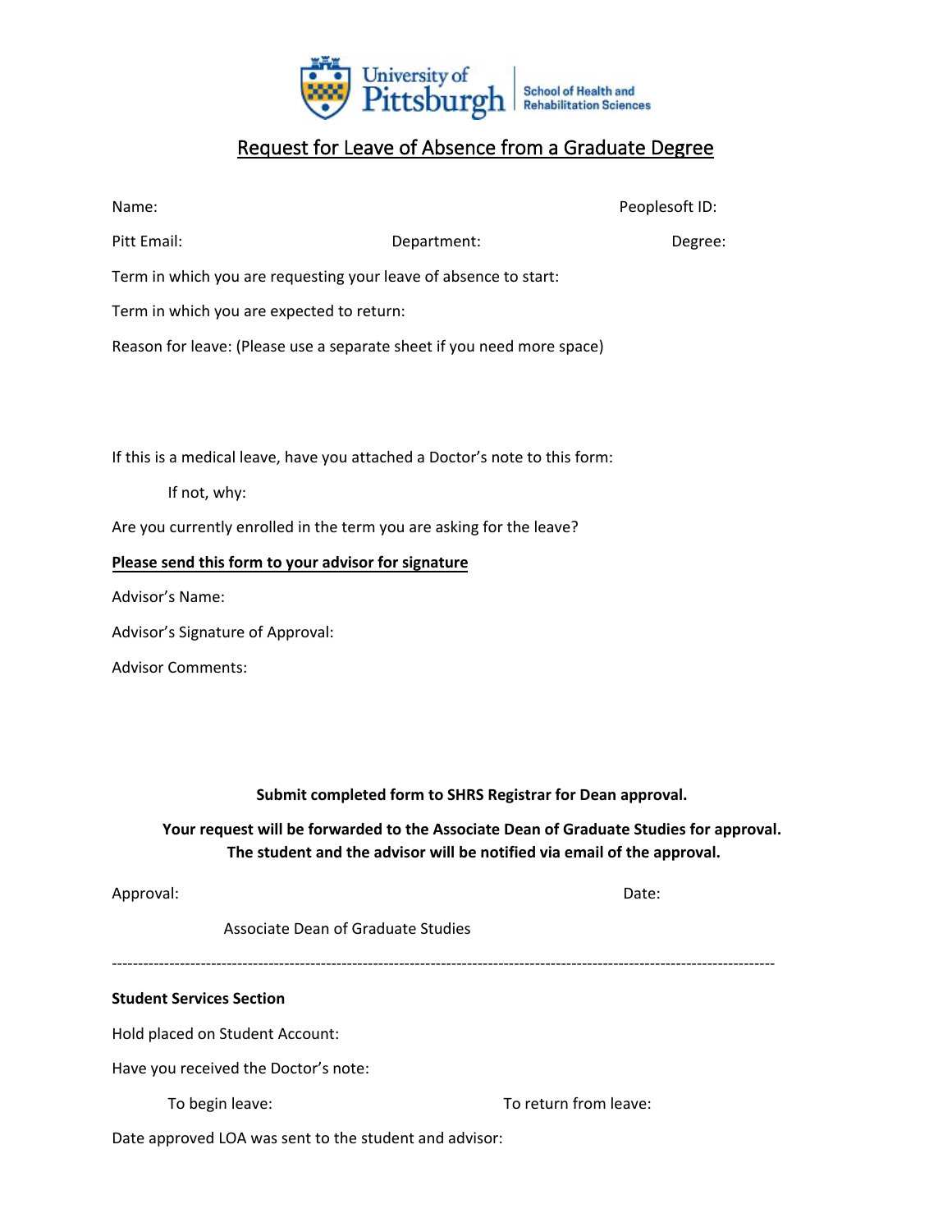University of Pittsburgh | School of Health and Rehabilitation Sciences

# Request for Leave of Absence from a Graduate Degree

Name: Peoplesoft ID:

Pitt Email: Department: Degree:

Term in which you are requesting your leave of absence to start:

Term in which you are expected to return:

Reason for leave: (Please use a separate sheet if you need more space)

If this is a medical leave, have you attached a Doctor's note to this form:

If not, why:

Are you currently enrolled in the term you are asking for the leave?

**Please send this form to your advisor for signature**

Advisor's Name:

Advisor's Signature of Approval:

Advisor Comments:

**Submit completed form to SHRS Registrar for Dean approval.**

**Your request will be forwarded to the Associate Dean of Graduate Studies for approval. The student and the advisor will be notified via email of the approval.**

Approval: Date:

Associate Dean of Graduate Studies

---

**Student Services Section**

Hold placed on Student Account:

Have you received the Doctor's note:

To begin leave: To return from leave:

Date approved LOA was sent to the student and advisor: